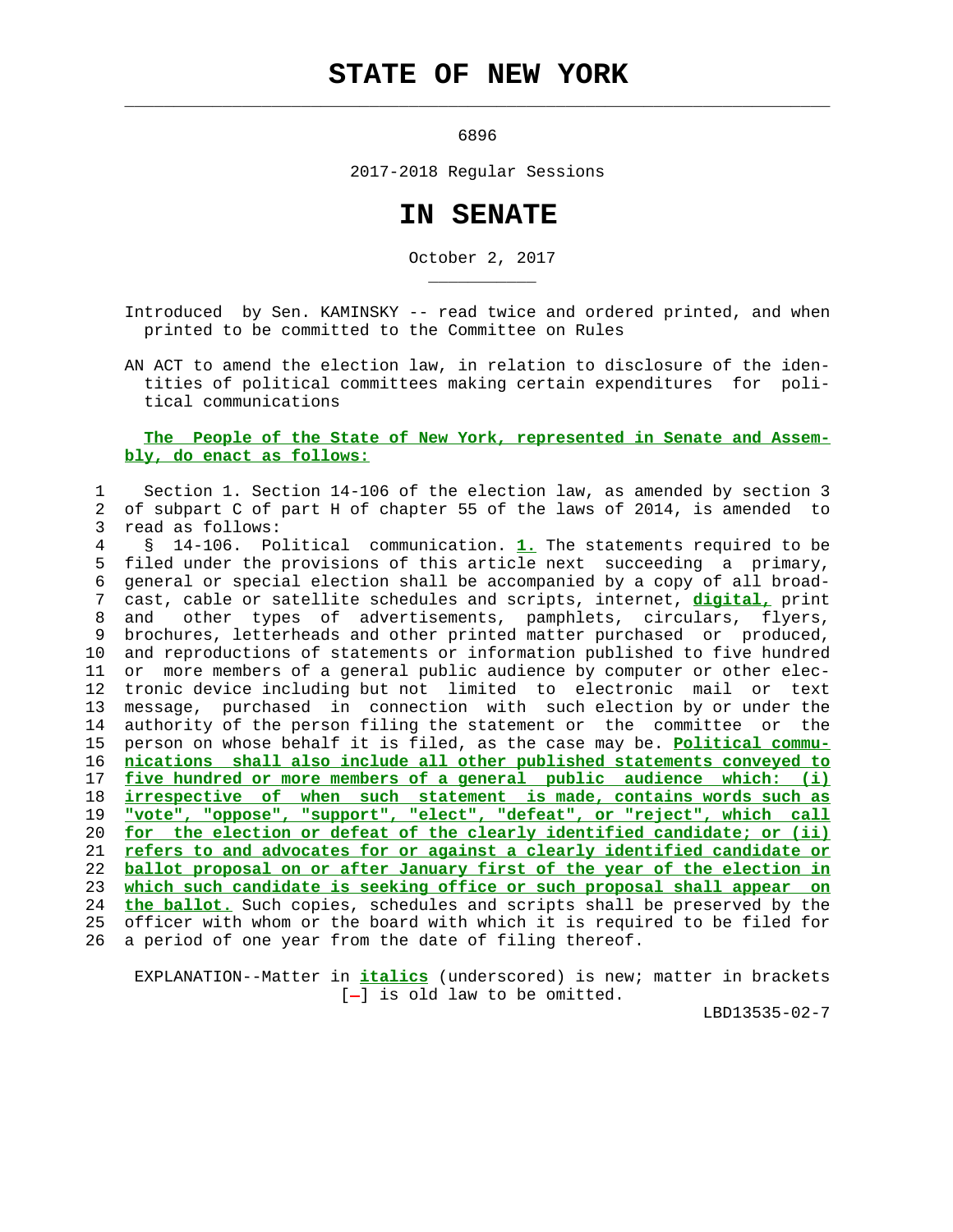# STATE OF NEW YORK

6896

2017-2018 Regular Sessions

# IN SENATE

October 2, 2017

Introduced by Sen. KAMINSKY -- read twice and ordered printed, and when printed to be committed to the Committee on Rules

AN ACT to amend the election law, in relation to disclosure of the identities of political committees making certain expenditures for political communications

**The People of the State of New York, represented in Senate and Assembly, do enact as follows:**

1 Section 1. Section 14-106 of the election law, as amended by section 3
2 of subpart C of part H of chapter 55 of the laws of 2014, is amended to
3 read as follows:
4 § 14-106. Political communication. ***1.*** The statements required to be
5 filed under the provisions of this article next succeeding a primary,
6 general or special election shall be accompanied by a copy of all broad-
7 cast, cable or satellite schedules and scripts, internet, ***digital,*** print
8 and other types of advertisements, pamphlets, circulars, flyers,
9 brochures, letterheads and other printed matter purchased or produced,
10 and reproductions of statements or information published to five hundred
11 or more members of a general public audience by computer or other elec-
12 tronic device including but not limited to electronic mail or text
13 message, purchased in connection with such election by or under the
14 authority of the person filing the statement or the committee or the
15 person on whose behalf it is filed, as the case may be. ***Political commu-***
16 ***nications shall also include all other published statements conveyed to***
17 ***five hundred or more members of a general public audience which: (i)***
18 ***irrespective of when such statement is made, contains words such as***
19 ***"vote", "oppose", "support", "elect", "defeat", or "reject", which call***
20 ***for the election or defeat of the clearly identified candidate; or (ii)***
21 ***refers to and advocates for or against a clearly identified candidate or***
22 ***ballot proposal on or after January first of the year of the election in***
23 ***which such candidate is seeking office or such proposal shall appear on***
24 ***the ballot.*** Such copies, schedules and scripts shall be preserved by the
25 officer with whom or the board with which it is required to be filed for
26 a period of one year from the date of filing thereof.

EXPLANATION--Matter in ***italics*** (underscored) is new; matter in brackets [-] is old law to be omitted.

LBD13535-02-7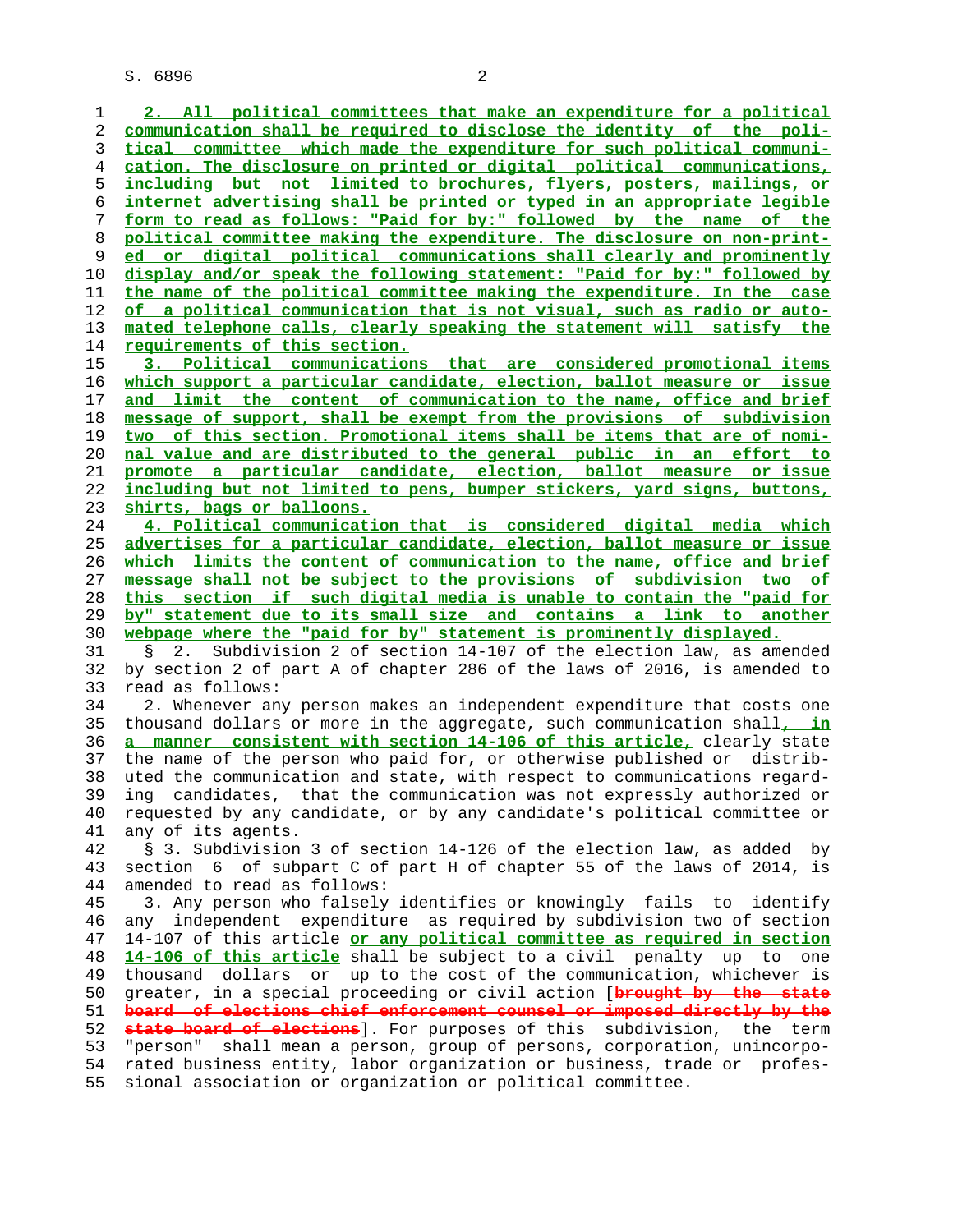2. All political committees that make an expenditure for a political communication shall be required to disclose the identity of the political committee which made the expenditure for such political communication. The disclosure on printed or digital political communications, including but not limited to brochures, flyers, posters, mailings, or internet advertising shall be printed or typed in an appropriate legible form to read as follows: "Paid for by:" followed by the name of the political committee making the expenditure. The disclosure on non-printed or digital political communications shall clearly and prominently display and/or speak the following statement: "Paid for by:" followed by the name of the political committee making the expenditure. In the case of a political communication that is not visual, such as radio or automated telephone calls, clearly speaking the statement will satisfy the requirements of this section.

3. Political communications that are considered promotional items which support a particular candidate, election, ballot measure or issue and limit the content of communication to the name, office and brief message of support, shall be exempt from the provisions of subdivision two of this section. Promotional items shall be items that are of nominal value and are distributed to the general public in an effort to promote a particular candidate, election, ballot measure or issue including but not limited to pens, bumper stickers, yard signs, buttons, shirts, bags or balloons.

4. Political communication that is considered digital media which advertises for a particular candidate, election, ballot measure or issue which limits the content of communication to the name, office and brief message shall not be subject to the provisions of subdivision two of this section if such digital media is unable to contain the "paid for by" statement due to its small size and contains a link to another webpage where the "paid for by" statement is prominently displayed.

§ 2. Subdivision 2 of section 14-107 of the election law, as amended by section 2 of part A of chapter 286 of the laws of 2016, is amended to read as follows:

2. Whenever any person makes an independent expenditure that costs one thousand dollars or more in the aggregate, such communication shall, in a manner consistent with section 14-106 of this article, clearly state the name of the person who paid for, or otherwise published or distributed the communication and state, with respect to communications regarding candidates, that the communication was not expressly authorized or requested by any candidate, or by any candidate's political committee or any of its agents.

§ 3. Subdivision 3 of section 14-126 of the election law, as added by section 6 of subpart C of part H of chapter 55 of the laws of 2014, is amended to read as follows:

3. Any person who falsely identifies or knowingly fails to identify any independent expenditure as required by subdivision two of section 14-107 of this article or any political committee as required in section 14-106 of this article shall be subject to a civil penalty up to one thousand dollars or up to the cost of the communication, whichever is greater, in a special proceeding or civil action [~~brought by the state board of elections chief enforcement counsel or imposed directly by the state board of elections~~]. For purposes of this subdivision, the term "person" shall mean a person, group of persons, corporation, unincorporated business entity, labor organization or business, trade or professional association or organization or political committee.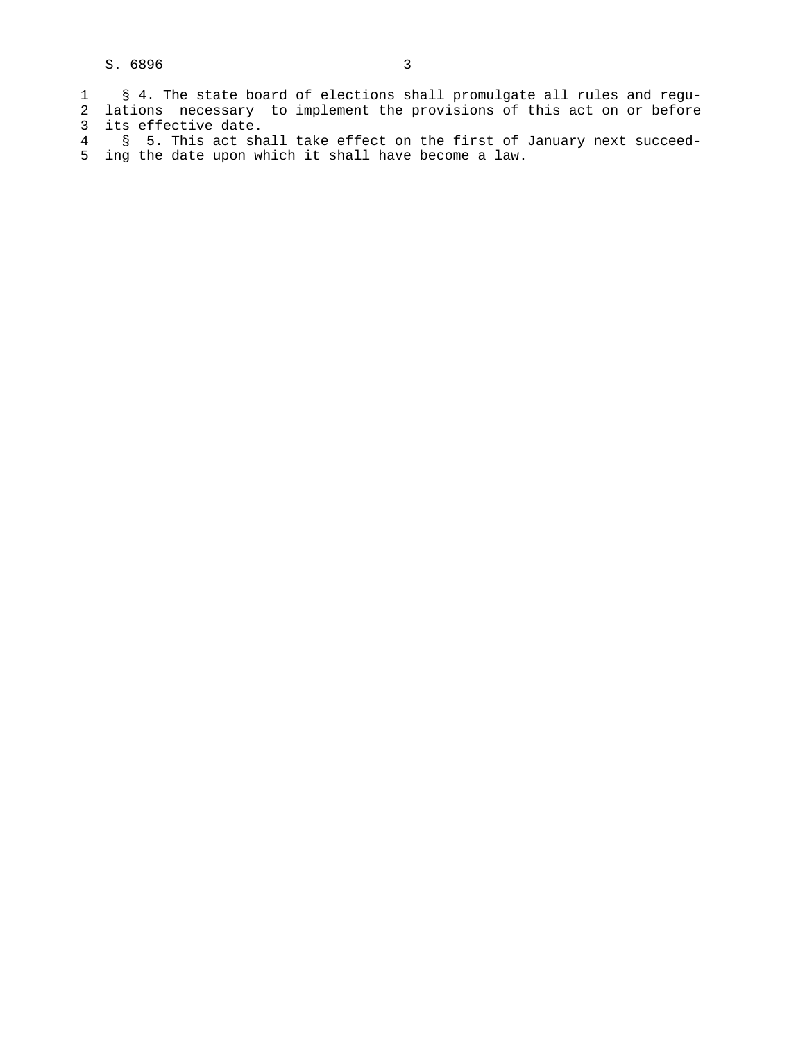§ 4. The state board of elections shall promulgate all rules and regulations necessary to implement the provisions of this act on or before its effective date.

§ 5. This act shall take effect on the first of January next succeeding the date upon which it shall have become a law.